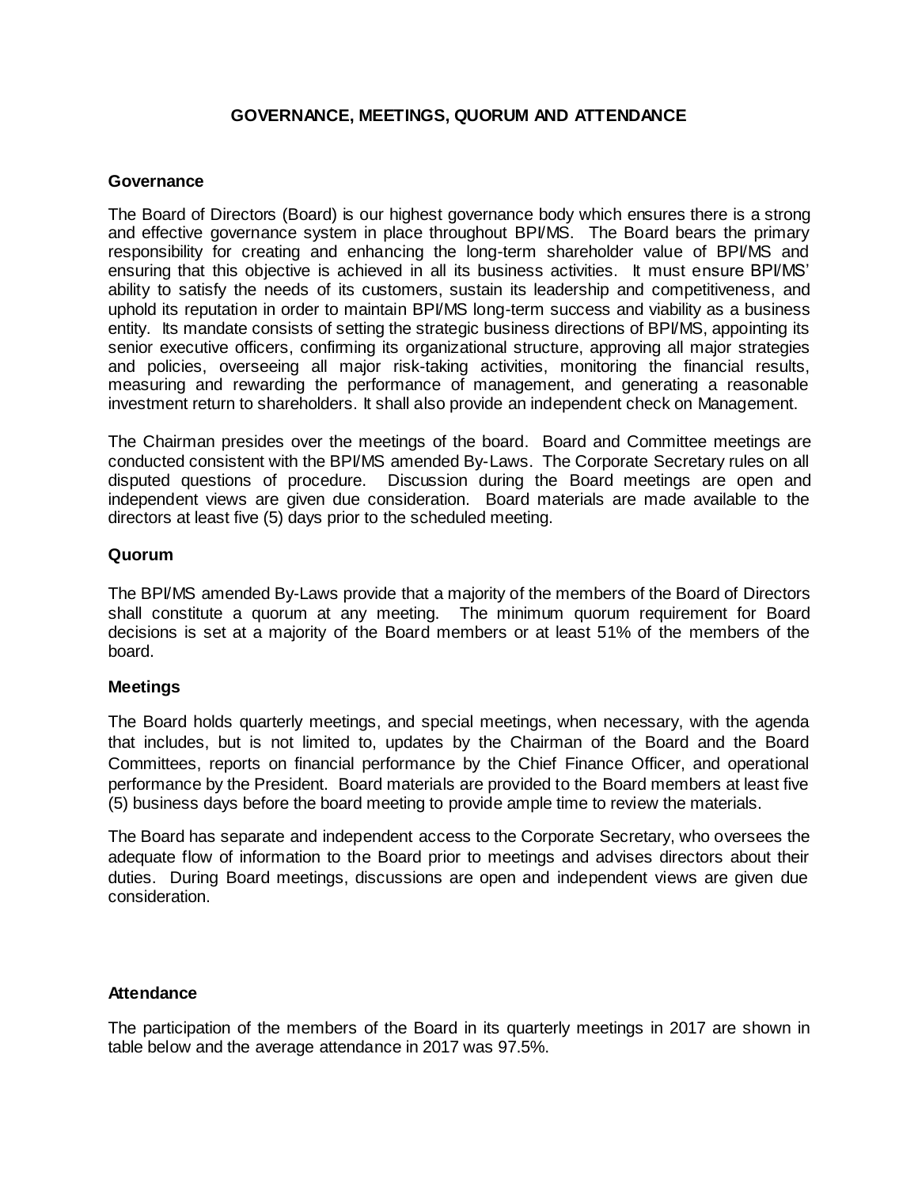# GOVERNANCE, MEETINGS, QUORUM AND ATTENDANCE

## Governance

The Board of Directors (Board) is our highest governance body which ensures there is a strong and effective governance system in place throughout BPI/MS. The Board bears the primary responsibility for creating and enhancing the long-term shareholder value of BPI/MS and ensuring that this objective is achieved in all its business activities. It must ensure BPI/MS' ability to satisfy the needs of its customers, sustain its leadership and competitiveness, and uphold its reputation in order to maintain BPI/MS long-term success and viability as a business entity. Its mandate consists of setting the strategic business directions of BPI/MS, appointing its senior executive officers, confirming its organizational structure, approving all major strategies and policies, overseeing all major risk-taking activities, monitoring the financial results, measuring and rewarding the performance of management, and generating a reasonable investment return to shareholders. It shall also provide an independent check on Management.

The Chairman presides over the meetings of the board. Board and Committee meetings are conducted consistent with the BPI/MS amended By-Laws. The Corporate Secretary rules on all disputed questions of procedure. Discussion during the Board meetings are open and independent views are given due consideration. Board materials are made available to the directors at least five (5) days prior to the scheduled meeting.

## Quorum

The BPI/MS amended By-Laws provide that a majority of the members of the Board of Directors shall constitute a quorum at any meeting. The minimum quorum requirement for Board decisions is set at a majority of the Board members or at least 51% of the members of the board.

## Meetings

The Board holds quarterly meetings, and special meetings, when necessary, with the agenda that includes, but is not limited to, updates by the Chairman of the Board and the Board Committees, reports on financial performance by the Chief Finance Officer, and operational performance by the President. Board materials are provided to the Board members at least five (5) business days before the board meeting to provide ample time to review the materials.

The Board has separate and independent access to the Corporate Secretary, who oversees the adequate flow of information to the Board prior to meetings and advises directors about their duties. During Board meetings, discussions are open and independent views are given due consideration.

## Attendance

The participation of the members of the Board in its quarterly meetings in 2017 are shown in table below and the average attendance in 2017 was 97.5%.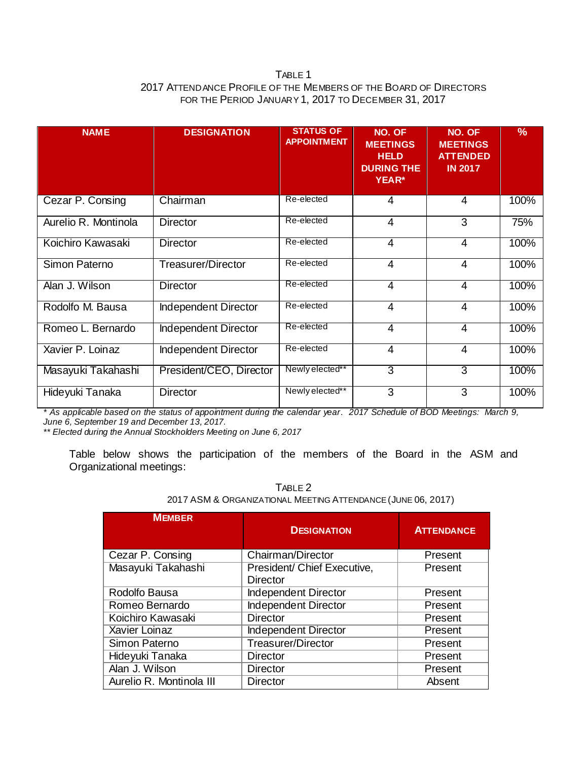TABLE 1
2017 ATTENDANCE PROFILE OF THE MEMBERS OF THE BOARD OF DIRECTORS
FOR THE PERIOD JANUARY 1, 2017 TO DECEMBER 31, 2017

| NAME | DESIGNATION | STATUS OF APPOINTMENT | NO. OF MEETINGS HELD DURING THE YEAR* | NO. OF MEETINGS ATTENDED IN 2017 | % |
|---|---|---|---|---|---|
| Cezar P. Consing | Chairman | Re-elected | 4 | 4 | 100% |
| Aurelio R. Montinola | Director | Re-elected | 4 | 3 | 75% |
| Koichiro Kawasaki | Director | Re-elected | 4 | 4 | 100% |
| Simon Paterno | Treasurer/Director | Re-elected | 4 | 4 | 100% |
| Alan J. Wilson | Director | Re-elected | 4 | 4 | 100% |
| Rodolfo M. Bausa | Independent Director | Re-elected | 4 | 4 | 100% |
| Romeo L. Bernardo | Independent Director | Re-elected | 4 | 4 | 100% |
| Xavier P. Loinaz | Independent Director | Re-elected | 4 | 4 | 100% |
| Masayuki Takahashi | President/CEO, Director | Newly elected** | 3 | 3 | 100% |
| Hideyuki Tanaka | Director | Newly elected** | 3 | 3 | 100% |

*\* As applicable based on the status of appointment during the calendar year. 2017 Schedule of BOD Meetings: March 9, June 6, September 19 and December 13, 2017.*
*\*\* Elected during the Annual Stockholders Meeting on June 6, 2017*

Table below shows the participation of the members of the Board in the ASM and Organizational meetings:

TABLE 2
2017 ASM & ORGANIZATIONAL MEETING ATTENDANCE (JUNE 06, 2017)

| MEMBER | DESIGNATION | ATTENDANCE |
|---|---|---|
| Cezar P. Consing | Chairman/Director | Present |
| Masayuki Takahashi | President/ Chief Executive, Director | Present |
| Rodolfo Bausa | Independent Director | Present |
| Romeo Bernardo | Independent Director | Present |
| Koichiro Kawasaki | Director | Present |
| Xavier Loinaz | Independent Director | Present |
| Simon Paterno | Treasurer/Director | Present |
| Hideyuki Tanaka | Director | Present |
| Alan J. Wilson | Director | Present |
| Aurelio R. Montinola III | Director | Absent |